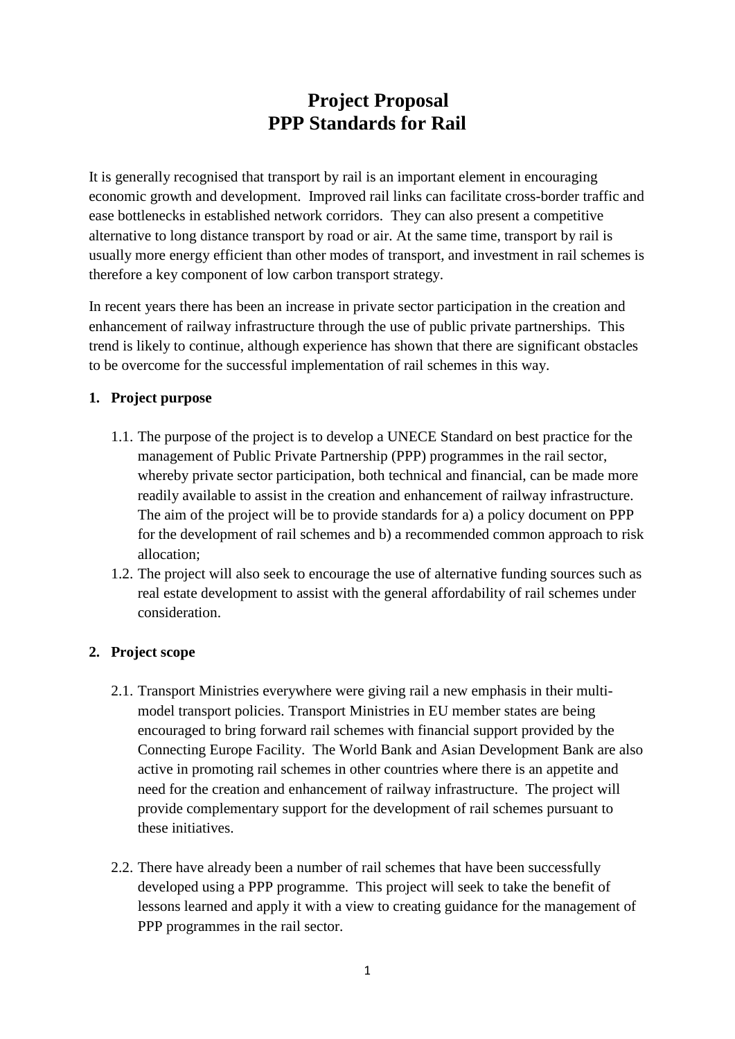# Project Proposal
# PPP Standards for Rail

It is generally recognised that transport by rail is an important element in encouraging economic growth and development. Improved rail links can facilitate cross-border traffic and ease bottlenecks in established network corridors. They can also present a competitive alternative to long distance transport by road or air. At the same time, transport by rail is usually more energy efficient than other modes of transport, and investment in rail schemes is therefore a key component of low carbon transport strategy.

In recent years there has been an increase in private sector participation in the creation and enhancement of railway infrastructure through the use of public private partnerships. This trend is likely to continue, although experience has shown that there are significant obstacles to be overcome for the successful implementation of rail schemes in this way.

## 1. Project purpose

1.1. The purpose of the project is to develop a UNECE Standard on best practice for the management of Public Private Partnership (PPP) programmes in the rail sector, whereby private sector participation, both technical and financial, can be made more readily available to assist in the creation and enhancement of railway infrastructure. The aim of the project will be to provide standards for a) a policy document on PPP for the development of rail schemes and b) a recommended common approach to risk allocation;

1.2. The project will also seek to encourage the use of alternative funding sources such as real estate development to assist with the general affordability of rail schemes under consideration.

## 2. Project scope

2.1. Transport Ministries everywhere were giving rail a new emphasis in their multi-model transport policies. Transport Ministries in EU member states are being encouraged to bring forward rail schemes with financial support provided by the Connecting Europe Facility. The World Bank and Asian Development Bank are also active in promoting rail schemes in other countries where there is an appetite and need for the creation and enhancement of railway infrastructure. The project will provide complementary support for the development of rail schemes pursuant to these initiatives.

2.2. There have already been a number of rail schemes that have been successfully developed using a PPP programme. This project will seek to take the benefit of lessons learned and apply it with a view to creating guidance for the management of PPP programmes in the rail sector.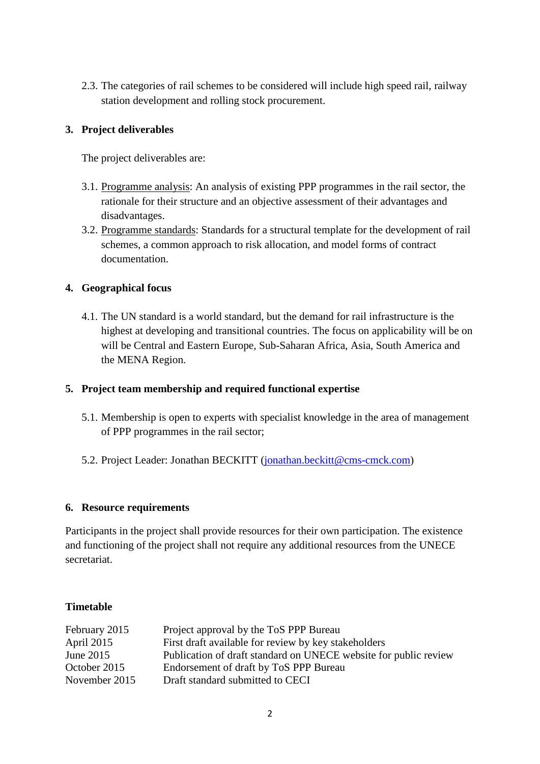2.3. The categories of rail schemes to be considered will include high speed rail, railway station development and rolling stock procurement.

## 3. Project deliverables

The project deliverables are:

3.1. Programme analysis: An analysis of existing PPP programmes in the rail sector, the rationale for their structure and an objective assessment of their advantages and disadvantages.

3.2. Programme standards: Standards for a structural template for the development of rail schemes, a common approach to risk allocation, and model forms of contract documentation.

## 4. Geographical focus

4.1. The UN standard is a world standard, but the demand for rail infrastructure is the highest at developing and transitional countries. The focus on applicability will be on will be Central and Eastern Europe, Sub-Saharan Africa, Asia, South America and the MENA Region.

## 5. Project team membership and required functional expertise

5.1. Membership is open to experts with specialist knowledge in the area of management of PPP programmes in the rail sector;

5.2. Project Leader: Jonathan BECKITT (jonathan.beckitt@cms-cmck.com)

## 6. Resource requirements

Participants in the project shall provide resources for their own participation. The existence and functioning of the project shall not require any additional resources from the UNECE secretariat.

## Timetable

| | |
|---|---|
| February 2015 | Project approval by the ToS PPP Bureau |
| April 2015 | First draft available for review by key stakeholders |
| June 2015 | Publication of draft standard on UNECE website for public review |
| October 2015 | Endorsement of draft by ToS PPP Bureau |
| November 2015 | Draft standard submitted to CECI |